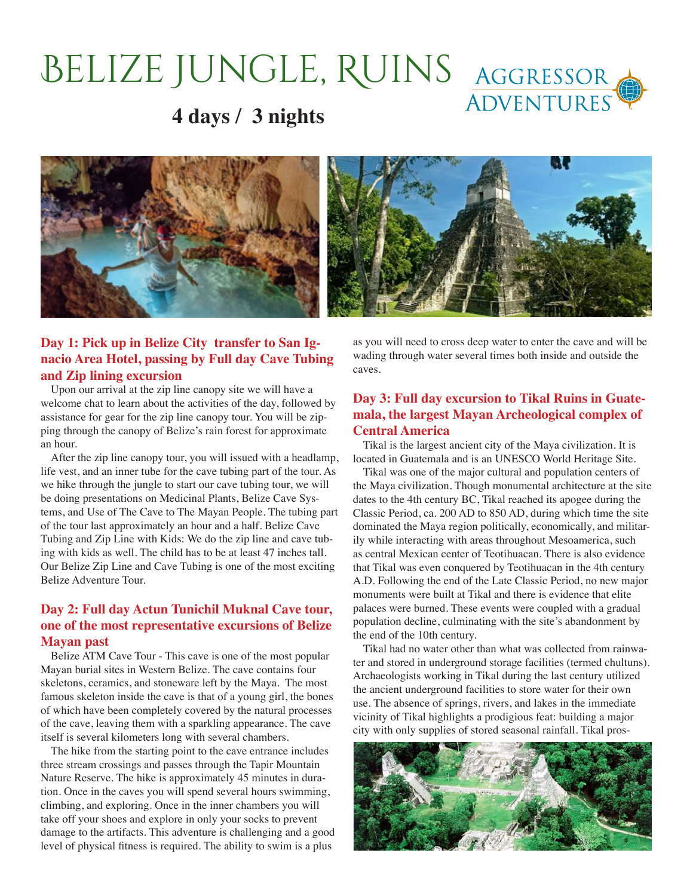# Belize Jungle, Ruins

## 4 days / 3 nights

### Day 1: Pick up in Belize City transfer to San Ignacio Area Hotel, passing by Full day Cave Tubing and Zip lining excursion

Upon our arrival at the zip line canopy site we will have a welcome chat to learn about the activities of the day, followed by assistance for gear for the zip line canopy tour. You will be zipping through the canopy of Belize's rain forest for approximate an hour.

After the zip line canopy tour, you will issued with a headlamp, life vest, and an inner tube for the cave tubing part of the tour. As we hike through the jungle to start our cave tubing tour, we will be doing presentations on Medicinal Plants, Belize Cave Systems, and Use of The Cave to The Mayan People. The tubing part of the tour last approximately an hour and a half. Belize Cave Tubing and Zip Line with Kids: We do the zip line and cave tubing with kids as well. The child has to be at least 47 inches tall. Our Belize Zip Line and Cave Tubing is one of the most exciting Belize Adventure Tour.

### Day 2: Full day Actun Tunichil Muknal Cave tour, one of the most representative excursions of Belize Mayan past

Belize ATM Cave Tour - This cave is one of the most popular Mayan burial sites in Western Belize. The cave contains four skeletons, ceramics, and stoneware left by the Maya. The most famous skeleton inside the cave is that of a young girl, the bones of which have been completely covered by the natural processes of the cave, leaving them with a sparkling appearance. The cave itself is several kilometers long with several chambers.

The hike from the starting point to the cave entrance includes three stream crossings and passes through the Tapir Mountain Nature Reserve. The hike is approximately 45 minutes in duration. Once in the caves you will spend several hours swimming, climbing, and exploring. Once in the inner chambers you will take off your shoes and explore in only your socks to prevent damage to the artifacts. This adventure is challenging and a good level of physical fitness is required. The ability to swim is a plus as you will need to cross deep water to enter the cave and will be wading through water several times both inside and outside the caves.

### Day 3: Full day excursion to Tikal Ruins in Guatemala, the largest Mayan Archeological complex of Central America

Tikal is the largest ancient city of the Maya civilization. It is located in Guatemala and is an UNESCO World Heritage Site.

Tikal was one of the major cultural and population centers of the Maya civilization. Though monumental architecture at the site dates to the 4th century BC, Tikal reached its apogee during the Classic Period, ca. 200 AD to 850 AD, during which time the site dominated the Maya region politically, economically, and militarily while interacting with areas throughout Mesoamerica, such as central Mexican center of Teotihuacan. There is also evidence that Tikal was even conquered by Teotihuacan in the 4th century A.D. Following the end of the Late Classic Period, no new major monuments were built at Tikal and there is evidence that elite palaces were burned. These events were coupled with a gradual population decline, culminating with the site's abandonment by the end of the 10th century.

Tikal had no water other than what was collected from rainwater and stored in underground storage facilities (termed chultuns). Archaeologists working in Tikal during the last century utilized the ancient underground facilities to store water for their own use. The absence of springs, rivers, and lakes in the immediate vicinity of Tikal highlights a prodigious feat: building a major city with only supplies of stored seasonal rainfall. Tikal pros-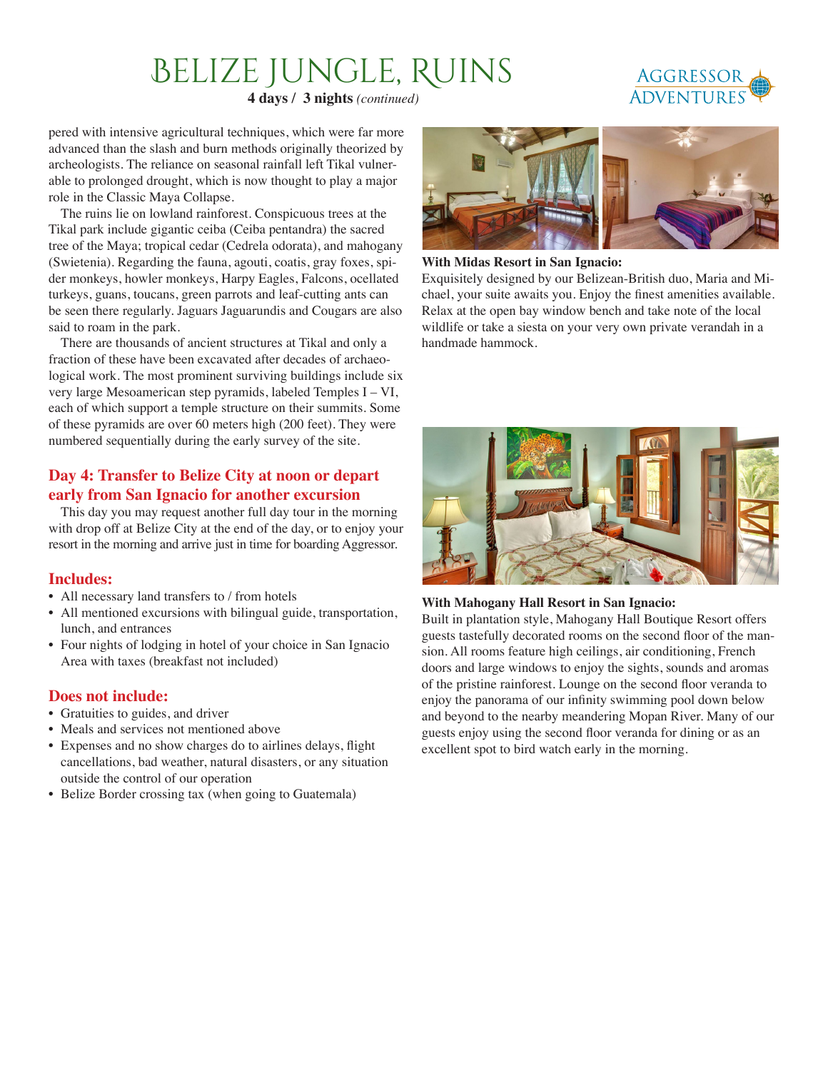# BELIZE JUNGLE, RUINS

**4 days / 3 nights** *(continued)*

pered with intensive agricultural techniques, which were far more advanced than the slash and burn methods originally theorized by archeologists. The reliance on seasonal rainfall left Tikal vulnerable to prolonged drought, which is now thought to play a major role in the Classic Maya Collapse.

The ruins lie on lowland rainforest. Conspicuous trees at the Tikal park include gigantic ceiba (Ceiba pentandra) the sacred tree of the Maya; tropical cedar (Cedrela odorata), and mahogany (Swietenia). Regarding the fauna, agouti, coatis, gray foxes, spider monkeys, howler monkeys, Harpy Eagles, Falcons, ocellated turkeys, guans, toucans, green parrots and leaf-cutting ants can be seen there regularly. Jaguars Jaguarundis and Cougars are also said to roam in the park.

There are thousands of ancient structures at Tikal and only a fraction of these have been excavated after decades of archaeological work. The most prominent surviving buildings include six very large Mesoamerican step pyramids, labeled Temples I – VI, each of which support a temple structure on their summits. Some of these pyramids are over 60 meters high (200 feet). They were numbered sequentially during the early survey of the site.

## Day 4: Transfer to Belize City at noon or depart early from San Ignacio for another excursion

This day you may request another full day tour in the morning with drop off at Belize City at the end of the day, or to enjoy your resort in the morning and arrive just in time for boarding Aggressor.

## Includes:

- All necessary land transfers to / from hotels
- All mentioned excursions with bilingual guide, transportation, lunch, and entrances
- Four nights of lodging in hotel of your choice in San Ignacio Area with taxes (breakfast not included)

## Does not include:

- Gratuities to guides, and driver
- Meals and services not mentioned above
- Expenses and no show charges do to airlines delays, flight cancellations, bad weather, natural disasters, or any situation outside the control of our operation
- Belize Border crossing tax (when going to Guatemala)

**With Midas Resort in San Ignacio:**
Exquisitely designed by our Belizean-British duo, Maria and Michael, your suite awaits you. Enjoy the finest amenities available. Relax at the open bay window bench and take note of the local wildlife or take a siesta on your very own private verandah in a handmade hammock.

**With Mahogany Hall Resort in San Ignacio:**
Built in plantation style, Mahogany Hall Boutique Resort offers guests tastefully decorated rooms on the second floor of the mansion. All rooms feature high ceilings, air conditioning, French doors and large windows to enjoy the sights, sounds and aromas of the pristine rainforest. Lounge on the second floor veranda to enjoy the panorama of our infinity swimming pool down below and beyond to the nearby meandering Mopan River. Many of our guests enjoy using the second floor veranda for dining or as an excellent spot to bird watch early in the morning.